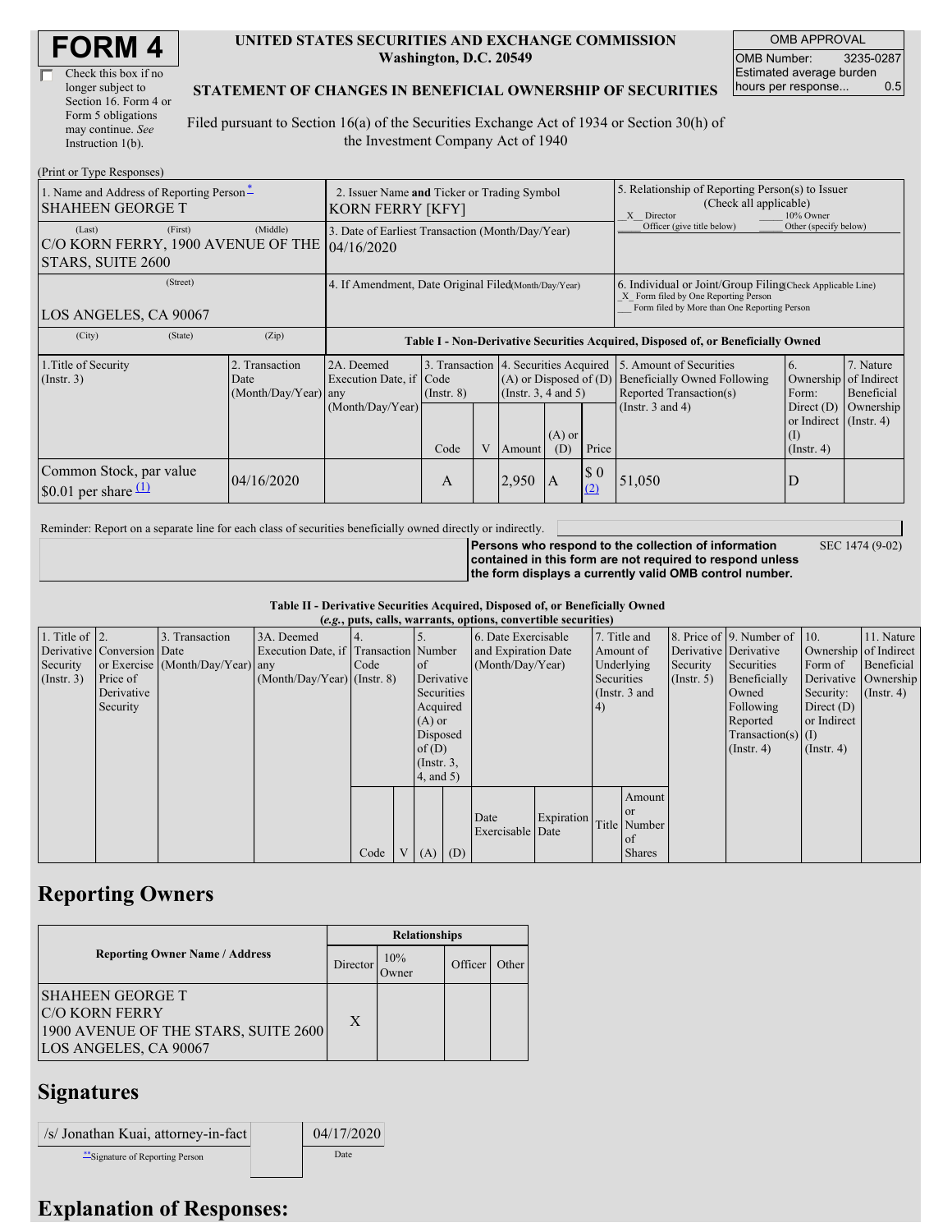# FORM 4

☐ Check this box if no longer subject to Section 16. Form 4 or Form 5 obligations may continue. *See* Instruction 1(b).

**UNITED STATES SECURITIES AND EXCHANGE COMMISSION**
**Washington, D.C. 20549**

**STATEMENT OF CHANGES IN BENEFICIAL OWNERSHIP OF SECURITIES**

Filed pursuant to Section 16(a) of the Securities Exchange Act of 1934 or Section 30(h) of the Investment Company Act of 1940

| OMB APPROVAL | |
|---|---|
| OMB Number: | 3235-0287 |
| Estimated average burden hours per response... | 0.5 |

(Print or Type Responses)

| 1. Name and Address of Reporting Person * | 2. Issuer Name **and** Ticker or Trading Symbol | 5. Relationship of Reporting Person(s) to Issuer (Check all applicable) |
|---|---|---|
| SHAHEEN GEORGE T | KORN FERRY [KFY] | _X_ Director ___ 10% Owner ___ Officer (give title below) ___ Other (specify below) |
| (Last) (First) (Middle) C/O KORN FERRY, 1900 AVENUE OF THE STARS, SUITE 2600 | 3. Date of Earliest Transaction (Month/Day/Year) 04/16/2020 | |
| (Street) LOS ANGELES, CA 90067 | 4. If Amendment, Date Original Filed(Month/Day/Year) | 6. Individual or Joint/Group Filing(Check Applicable Line) _X_ Form filed by One Reporting Person ___ Form filed by More than One Reporting Person |
| (City) (State) (Zip) | | |

**Table I - Non-Derivative Securities Acquired, Disposed of, or Beneficially Owned**

| 1.Title of Security (Instr. 3) | 2. Transaction Date (Month/Day/Year) | 2A. Deemed Execution Date, if any (Month/Day/Year) | 3. Transaction Code (Instr. 8) | | 4. Securities Acquired (A) or Disposed of (D) (Instr. 3, 4 and 5) | | | 5. Amount of Securities Beneficially Owned Following Reported Transaction(s) (Instr. 3 and 4) | 6. Ownership Form: Direct (D) or Indirect (I) (Instr. 4) | 7. Nature of Indirect Beneficial Ownership (Instr. 4) |
|---|---|---|---|---|---|---|---|---|---|---|
| | | | Code | V | Amount | (A) or (D) | Price | | | |
| Common Stock, par value $0.01 per share [(1)] | 04/16/2020 | | A | | 2,950 | A | $ 0 [(2)] | 51,050 | D | |

Reminder: Report on a separate line for each class of securities beneficially owned directly or indirectly.

**Persons who respond to the collection of information contained in this form are not required to respond unless the form displays a currently valid OMB control number.** SEC 1474 (9-02)

**Table II - Derivative Securities Acquired, Disposed of, or Beneficially Owned**
**(*e.g.*, puts, calls, warrants, options, convertible securities)**

| 1. Title of Derivative Security (Instr. 3) | 2. Conversion or Exercise Price of Derivative Security | 3. Transaction Date (Month/Day/Year) | 3A. Deemed Execution Date, if any (Month/Day/Year) | 4. Transaction Code (Instr. 8) | | 5. Number of Derivative Securities Acquired (A) or Disposed of (D) (Instr. 3, 4, and 5) | | 6. Date Exercisable and Expiration Date (Month/Day/Year) | | 7. Title and Amount of Underlying Securities (Instr. 3 and 4) | | 8. Price of Derivative Security (Instr. 5) | 9. Number of Derivative Securities Beneficially Owned Following Reported Transaction(s) (Instr. 4) | 10. Ownership Form of Derivative Security: Direct (D) or Indirect (I) (Instr. 4) | 11. Nature of Indirect Beneficial Ownership (Instr. 4) |
|---|---|---|---|---|---|---|---|---|---|---|---|---|---|---|---|
| | | | | Code | V | (A) | (D) | Date Exercisable | Expiration Date | Title | Amount or Number of Shares | | | | |

## Reporting Owners

| Reporting Owner Name / Address | Relationships | | | |
|---|---|---|---|---|
| | Director | 10% Owner | Officer | Other |
| SHAHEEN GEORGE T C/O KORN FERRY 1900 AVENUE OF THE STARS, SUITE 2600 LOS ANGELES, CA 90067 | X | | | |

## Signatures

| /s/ Jonathan Kuai, attorney-in-fact | 04/17/2020 |
|---|---|
| **Signature of Reporting Person | Date |

## Explanation of Responses: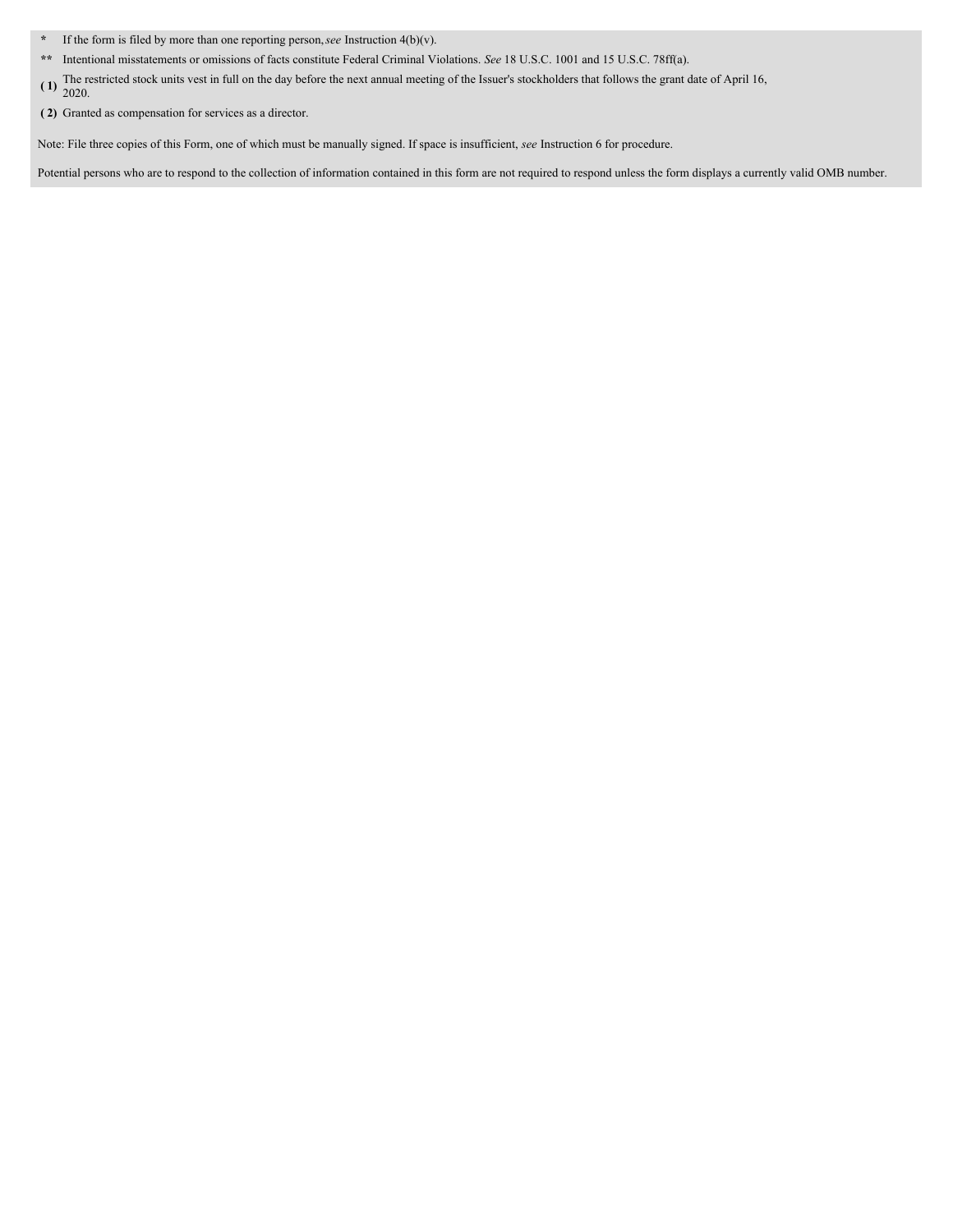\* If the form is filed by more than one reporting person, *see* Instruction 4(b)(v).

\*\* Intentional misstatements or omissions of facts constitute Federal Criminal Violations. *See* 18 U.S.C. 1001 and 15 U.S.C. 78ff(a).

**( 1)** The restricted stock units vest in full on the day before the next annual meeting of the Issuer's stockholders that follows the grant date of April 16, 2020.

**( 2)** Granted as compensation for services as a director.

Note: File three copies of this Form, one of which must be manually signed. If space is insufficient, *see* Instruction 6 for procedure.

Potential persons who are to respond to the collection of information contained in this form are not required to respond unless the form displays a currently valid OMB number.